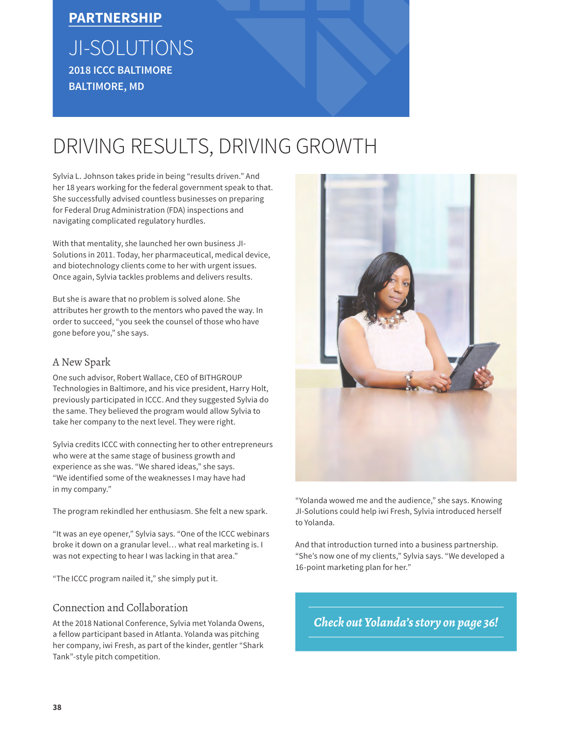**PARTNERSHIP**

# JI-SOLUTIONS

**2018 ICCC BALTIMORE**
**BALTIMORE, MD**

# DRIVING RESULTS, DRIVING GROWTH

Sylvia L. Johnson takes pride in being "results driven." And her 18 years working for the federal government speak to that. She successfully advised countless businesses on preparing for Federal Drug Administration (FDA) inspections and navigating complicated regulatory hurdles.

With that mentality, she launched her own business JI-Solutions in 2011. Today, her pharmaceutical, medical device, and biotechnology clients come to her with urgent issues. Once again, Sylvia tackles problems and delivers results.

But she is aware that no problem is solved alone. She attributes her growth to the mentors who paved the way. In order to succeed, "you seek the counsel of those who have gone before you," she says.

## A New Spark

One such advisor, Robert Wallace, CEO of BITHGROUP Technologies in Baltimore, and his vice president, Harry Holt, previously participated in ICCC. And they suggested Sylvia do the same. They believed the program would allow Sylvia to take her company to the next level. They were right.

Sylvia credits ICCC with connecting her to other entrepreneurs who were at the same stage of business growth and experience as she was. "We shared ideas," she says. "We identified some of the weaknesses I may have had in my company."

The program rekindled her enthusiasm. She felt a new spark.

"It was an eye opener," Sylvia says. "One of the ICCC webinars broke it down on a granular level… what real marketing is. I was not expecting to hear I was lacking in that area."

"The ICCC program nailed it," she simply put it.

## Connection and Collaboration

At the 2018 National Conference, Sylvia met Yolanda Owens, a fellow participant based in Atlanta. Yolanda was pitching her company, iwi Fresh, as part of the kinder, gentler "Shark Tank"-style pitch competition.

"Yolanda wowed me and the audience," she says. Knowing JI-Solutions could help iwi Fresh, Sylvia introduced herself to Yolanda.

And that introduction turned into a business partnership. "She's now one of my clients," Sylvia says. "We developed a 16-point marketing plan for her."

***Check out Yolanda's story on page 36!***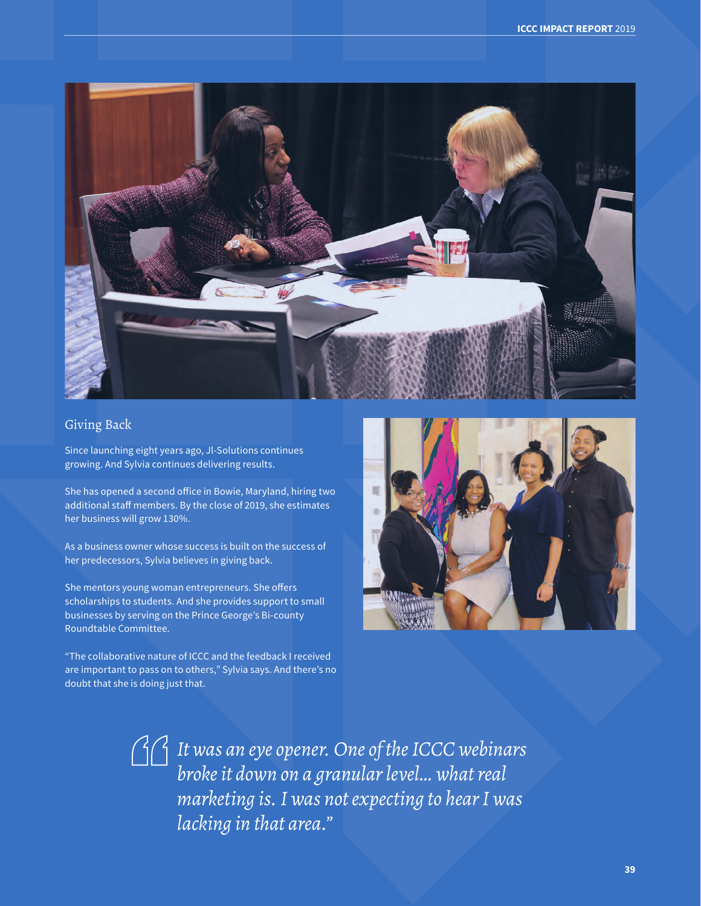## Giving Back

Since launching eight years ago, Jl-Solutions continues growing. And Sylvia continues delivering results.

She has opened a second office in Bowie, Maryland, hiring two additional staff members. By the close of 2019, she estimates her business will grow 130%.

As a business owner whose success is built on the success of her predecessors, Sylvia believes in giving back.

She mentors young woman entrepreneurs. She offers scholarships to students. And she provides support to small businesses by serving on the Prince George's Bi-county Roundtable Committee.

"The collaborative nature of ICCC and the feedback I received are important to pass on to others," Sylvia says. And there's no doubt that she is doing just that.

> *"It was an eye opener. One of the ICCC webinars broke it down on a granular level... what real marketing is. I was not expecting to hear I was lacking in that area."*